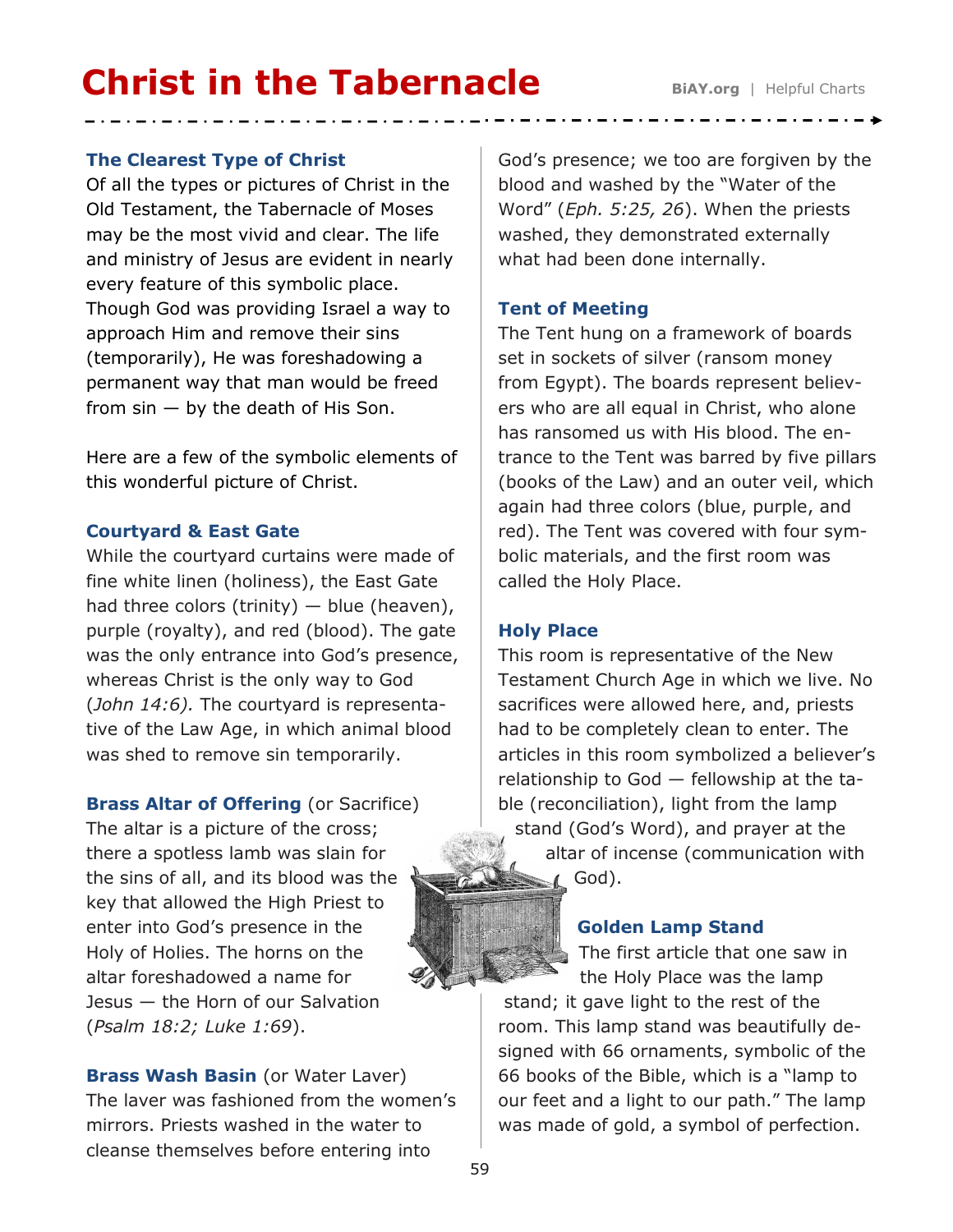# Christ in the Tabernacle

### The Clearest Type of Christ

Of all the types or pictures of Christ in the Old Testament, the Tabernacle of Moses may be the most vivid and clear. The life and ministry of Jesus are evident in nearly every feature of this symbolic place. Though God was providing Israel a way to approach Him and remove their sins (temporarily), He was foreshadowing a permanent way that man would be freed from sin — by the death of His Son.

Here are a few of the symbolic elements of this wonderful picture of Christ.

### Courtyard & East Gate

While the courtyard curtains were made of fine white linen (holiness), the East Gate had three colors (trinity) — blue (heaven), purple (royalty), and red (blood). The gate was the only entrance into God's presence, whereas Christ is the only way to God (*John 14:6).* The courtyard is representative of the Law Age, in which animal blood was shed to remove sin temporarily.

### Brass Altar of Offering (or Sacrifice)

The altar is a picture of the cross; there a spotless lamb was slain for the sins of all, and its blood was the key that allowed the High Priest to enter into God's presence in the Holy of Holies. The horns on the altar foreshadowed a name for Jesus — the Horn of our Salvation (*Psalm 18:2; Luke 1:69*).

### Brass Wash Basin (or Water Laver)

The laver was fashioned from the women's mirrors. Priests washed in the water to cleanse themselves before entering into God's presence; we too are forgiven by the blood and washed by the "Water of the Word" (*Eph. 5:25, 26*). When the priests washed, they demonstrated externally what had been done internally.

### Tent of Meeting

The Tent hung on a framework of boards set in sockets of silver (ransom money from Egypt). The boards represent believers who are all equal in Christ, who alone has ransomed us with His blood. The entrance to the Tent was barred by five pillars (books of the Law) and an outer veil, which again had three colors (blue, purple, and red). The Tent was covered with four symbolic materials, and the first room was called the Holy Place.

### Holy Place

This room is representative of the New Testament Church Age in which we live. No sacrifices were allowed here, and, priests had to be completely clean to enter. The articles in this room symbolized a believer's relationship to God — fellowship at the table (reconciliation), light from the lamp stand (God's Word), and prayer at the altar of incense (communication with God).

### Golden Lamp Stand

The first article that one saw in the Holy Place was the lamp stand; it gave light to the rest of the room. This lamp stand was beautifully designed with 66 ornaments, symbolic of the 66 books of the Bible, which is a "lamp to our feet and a light to our path." The lamp was made of gold, a symbol of perfection.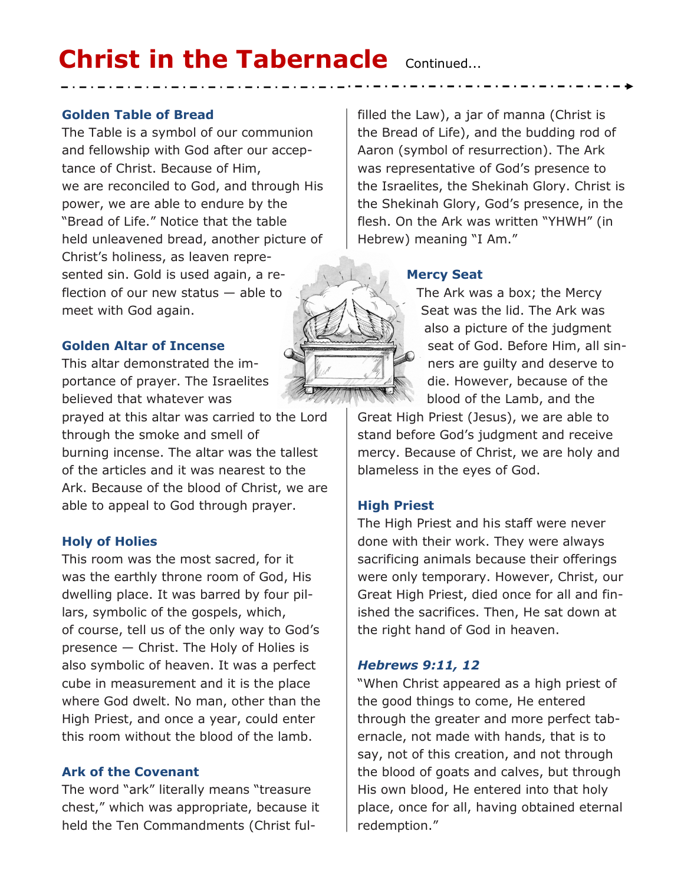# Christ in the Tabernacle Continued...

### Golden Table of Bread

The Table is a symbol of our communion and fellowship with God after our acceptance of Christ. Because of Him, we are reconciled to God, and through His power, we are able to endure by the "Bread of Life." Notice that the table held unleavened bread, another picture of Christ's holiness, as leaven represented sin. Gold is used again, a reflection of our new status — able to meet with God again.

### Golden Altar of Incense

This altar demonstrated the importance of prayer. The Israelites believed that whatever was prayed at this altar was carried to the Lord through the smoke and smell of burning incense. The altar was the tallest of the articles and it was nearest to the Ark. Because of the blood of Christ, we are able to appeal to God through prayer.

### Holy of Holies

This room was the most sacred, for it was the earthly throne room of God, His dwelling place. It was barred by four pillars, symbolic of the gospels, which, of course, tell us of the only way to God's presence — Christ. The Holy of Holies is also symbolic of heaven. It was a perfect cube in measurement and it is the place where God dwelt. No man, other than the High Priest, and once a year, could enter this room without the blood of the lamb.

### Ark of the Covenant

The word "ark" literally means "treasure chest," which was appropriate, because it held the Ten Commandments (Christ fulfilled the Law), a jar of manna (Christ is the Bread of Life), and the budding rod of Aaron (symbol of resurrection). The Ark was representative of God's presence to the Israelites, the Shekinah Glory. Christ is the Shekinah Glory, God's presence, in the flesh. On the Ark was written "YHWH" (in Hebrew) meaning "I Am."

### Mercy Seat

The Ark was a box; the Mercy Seat was the lid. The Ark was also a picture of the judgment seat of God. Before Him, all sinners are guilty and deserve to die. However, because of the blood of the Lamb, and the Great High Priest (Jesus), we are able to stand before God's judgment and receive mercy. Because of Christ, we are holy and blameless in the eyes of God.

### High Priest

The High Priest and his staff were never done with their work. They were always sacrificing animals because their offerings were only temporary. However, Christ, our Great High Priest, died once for all and finished the sacrifices. Then, He sat down at the right hand of God in heaven.

### *Hebrews 9:11, 12*

"When Christ appeared as a high priest of the good things to come, He entered through the greater and more perfect tabernacle, not made with hands, that is to say, not of this creation, and not through the blood of goats and calves, but through His own blood, He entered into that holy place, once for all, having obtained eternal redemption."